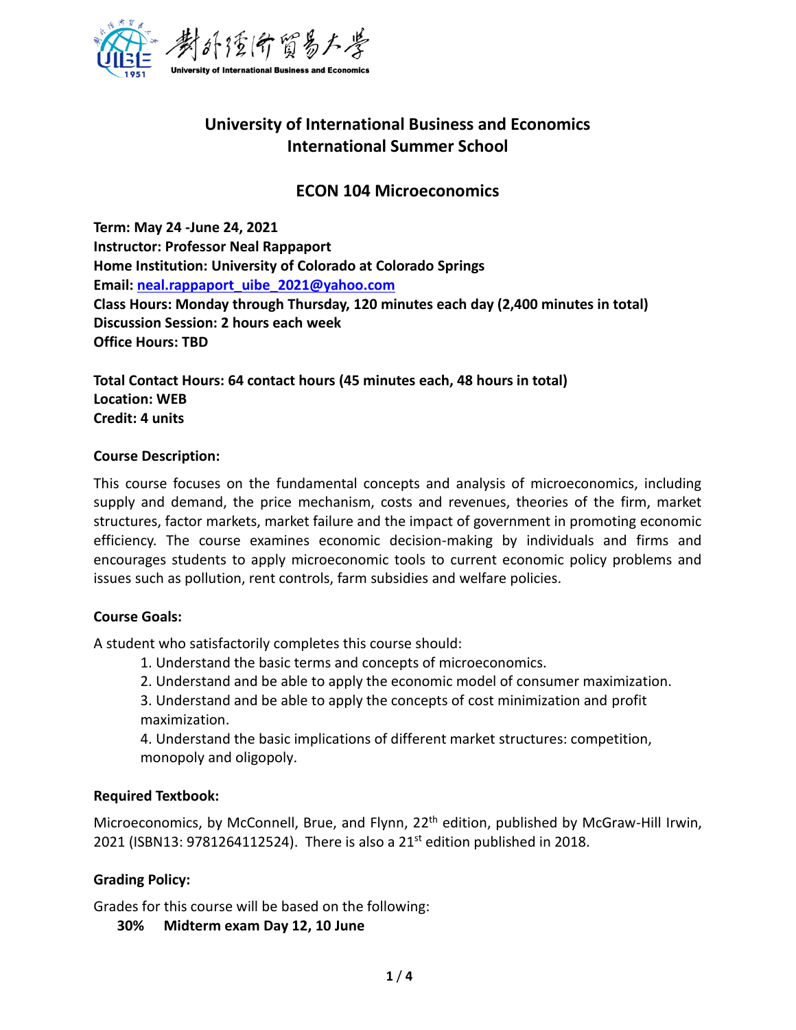# University of International Business and Economics
# International Summer School

## ECON 104 Microeconomics

**Term: May 24 -June 24, 2021**
**Instructor: Professor Neal Rappaport**
**Home Institution: University of Colorado at Colorado Springs**
**Email: neal.rappaport_uibe_2021@yahoo.com**
**Class Hours: Monday through Thursday, 120 minutes each day (2,400 minutes in total)**
**Discussion Session: 2 hours each week**
**Office Hours: TBD**

**Total Contact Hours: 64 contact hours (45 minutes each, 48 hours in total)**
**Location: WEB**
**Credit: 4 units**

### Course Description:

This course focuses on the fundamental concepts and analysis of microeconomics, including supply and demand, the price mechanism, costs and revenues, theories of the firm, market structures, factor markets, market failure and the impact of government in promoting economic efficiency. The course examines economic decision-making by individuals and firms and encourages students to apply microeconomic tools to current economic policy problems and issues such as pollution, rent controls, farm subsidies and welfare policies.

### Course Goals:

A student who satisfactorily completes this course should:

1. Understand the basic terms and concepts of microeconomics.
2. Understand and be able to apply the economic model of consumer maximization.
3. Understand and be able to apply the concepts of cost minimization and profit maximization.
4. Understand the basic implications of different market structures: competition, monopoly and oligopoly.

### Required Textbook:

Microeconomics, by McConnell, Brue, and Flynn, 22th edition, published by McGraw-Hill Irwin, 2021 (ISBN13: 9781264112524). There is also a 21st edition published in 2018.

### Grading Policy:

Grades for this course will be based on the following:

**30% Midterm exam Day 12, 10 June**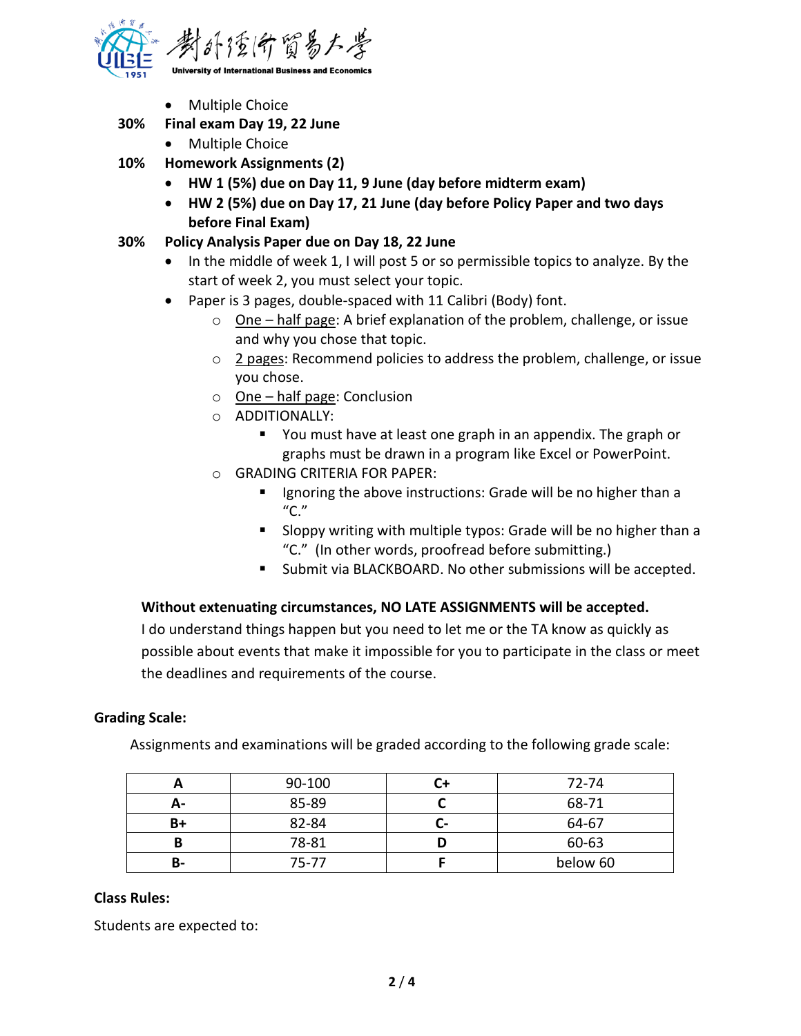- Multiple Choice

**30%** **Final exam Day 19, 22 June**

- Multiple Choice

**10%** **Homework Assignments (2)**

- **HW 1 (5%) due on Day 11, 9 June (day before midterm exam)**
- **HW 2 (5%) due on Day 17, 21 June (day before Policy Paper and two days before Final Exam)**

**30%** **Policy Analysis Paper due on Day 18, 22 June**

- In the middle of week 1, I will post 5 or so permissible topics to analyze. By the start of week 2, you must select your topic.
- Paper is 3 pages, double-spaced with 11 Calibri (Body) font.
  - One – half page: A brief explanation of the problem, challenge, or issue and why you chose that topic.
  - 2 pages: Recommend policies to address the problem, challenge, or issue you chose.
  - One – half page: Conclusion
  - ADDITIONALLY:
    - You must have at least one graph in an appendix. The graph or graphs must be drawn in a program like Excel or PowerPoint.
  - GRADING CRITERIA FOR PAPER:
    - Ignoring the above instructions: Grade will be no higher than a "C."
    - Sloppy writing with multiple typos: Grade will be no higher than a "C." (In other words, proofread before submitting.)
    - Submit via BLACKBOARD. No other submissions will be accepted.

**Without extenuating circumstances, NO LATE ASSIGNMENTS will be accepted.**
I do understand things happen but you need to let me or the TA know as quickly as possible about events that make it impossible for you to participate in the class or meet the deadlines and requirements of the course.

**Grading Scale:**

Assignments and examinations will be graded according to the following grade scale:

| **A** | 90-100 | **C+** | 72-74 |
|---|---|---|---|
| **A-** | 85-89 | **C** | 68-71 |
| **B+** | 82-84 | **C-** | 64-67 |
| **B** | 78-81 | **D** | 60-63 |
| **B-** | 75-77 | **F** | below 60 |

**Class Rules:**

Students are expected to: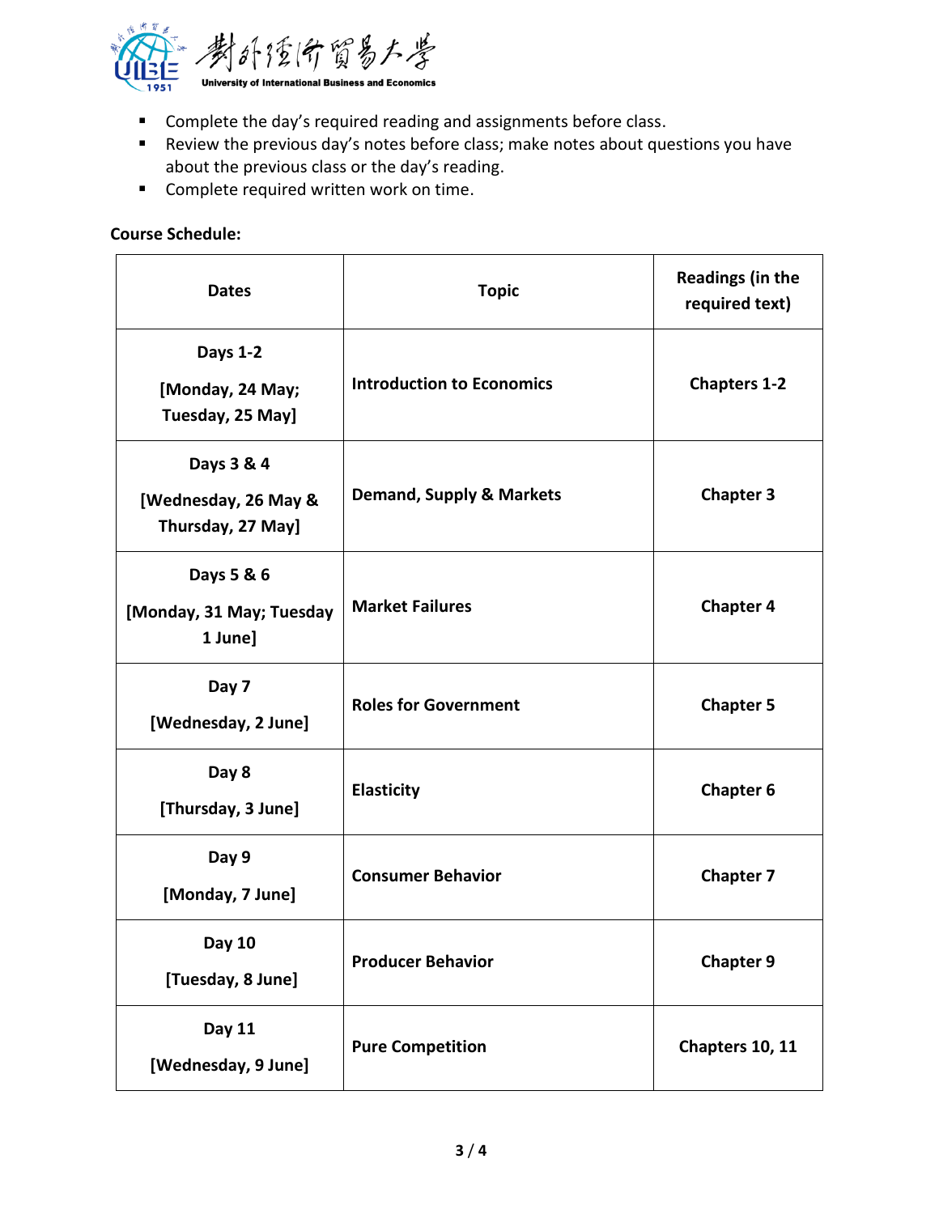- Complete the day's required reading and assignments before class.
- Review the previous day's notes before class; make notes about questions you have about the previous class or the day's reading.
- Complete required written work on time.

**Course Schedule:**

| Dates | Topic | Readings (in the required text) |
|---|---|---|
| **Days 1-2**<br>**[Monday, 24 May; Tuesday, 25 May]** | **Introduction to Economics** | **Chapters 1-2** |
| **Days 3 & 4**<br>**[Wednesday, 26 May & Thursday, 27 May]** | **Demand, Supply & Markets** | **Chapter 3** |
| **Days 5 & 6**<br>**[Monday, 31 May; Tuesday 1 June]** | **Market Failures** | **Chapter 4** |
| **Day 7**<br>**[Wednesday, 2 June]** | **Roles for Government** | **Chapter 5** |
| **Day 8**<br>**[Thursday, 3 June]** | **Elasticity** | **Chapter 6** |
| **Day 9**<br>**[Monday, 7 June]** | **Consumer Behavior** | **Chapter 7** |
| **Day 10**<br>**[Tuesday, 8 June]** | **Producer Behavior** | **Chapter 9** |
| **Day 11**<br>**[Wednesday, 9 June]** | **Pure Competition** | **Chapters 10, 11** |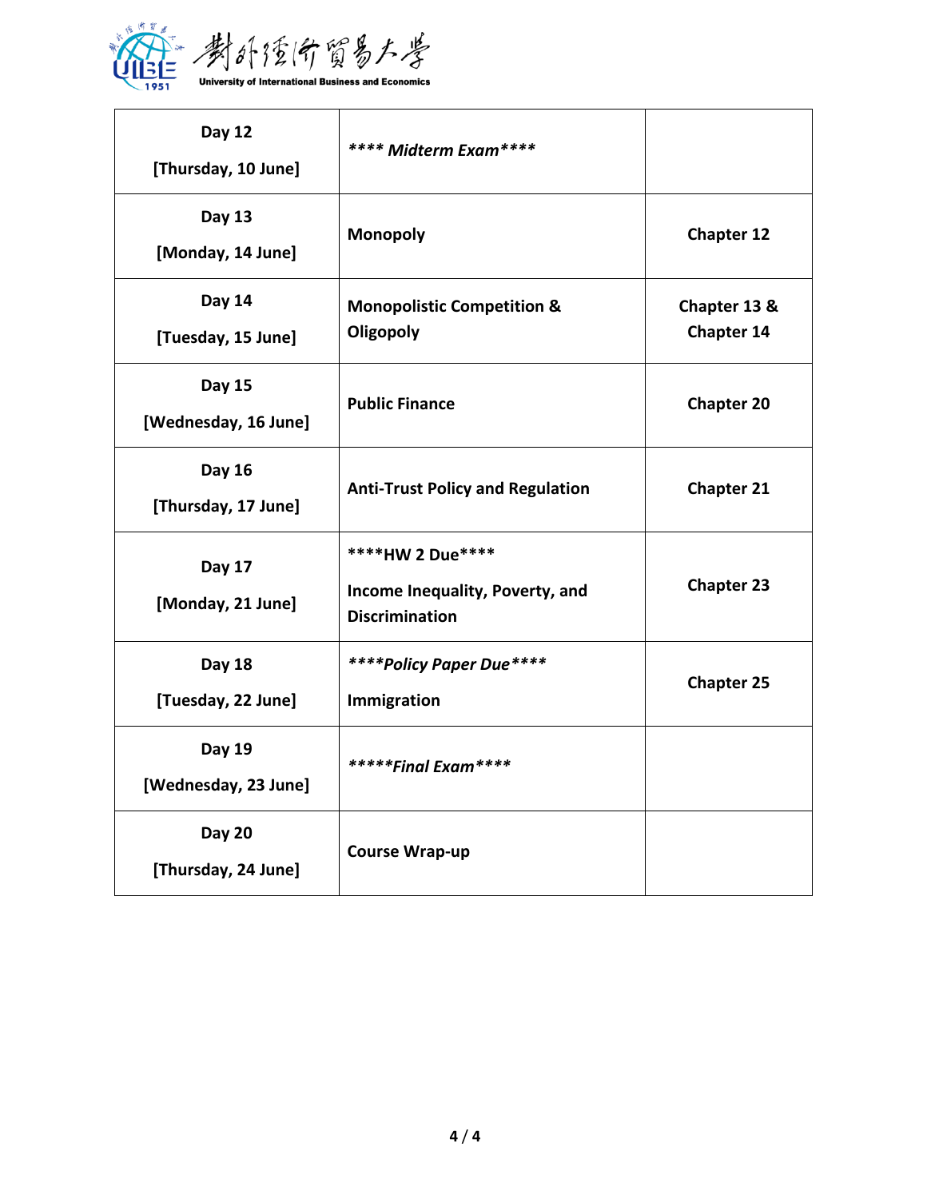| | | |
|---|---|---|
| **Day 12**<br>**[Thursday, 10 June]** | ***\*\*\*\* Midterm Exam\*\*\*\**** | |
| **Day 13**<br>**[Monday, 14 June]** | **Monopoly** | **Chapter 12** |
| **Day 14**<br>**[Tuesday, 15 June]** | **Monopolistic Competition & Oligopoly** | **Chapter 13 & Chapter 14** |
| **Day 15**<br>**[Wednesday, 16 June]** | **Public Finance** | **Chapter 20** |
| **Day 16**<br>**[Thursday, 17 June]** | **Anti-Trust Policy and Regulation** | **Chapter 21** |
| **Day 17**<br>**[Monday, 21 June]** | **\*\*\*\*HW 2 Due\*\*\*\***<br>**Income Inequality, Poverty, and Discrimination** | **Chapter 23** |
| **Day 18**<br>**[Tuesday, 22 June]** | ***\*\*\*\*Policy Paper Due\*\*\*\****<br>**Immigration** | **Chapter 25** |
| **Day 19**<br>**[Wednesday, 23 June]** | ***\*\*\*\*\*Final Exam\*\*\*\**** | |
| **Day 20**<br>**[Thursday, 24 June]** | **Course Wrap-up** | |